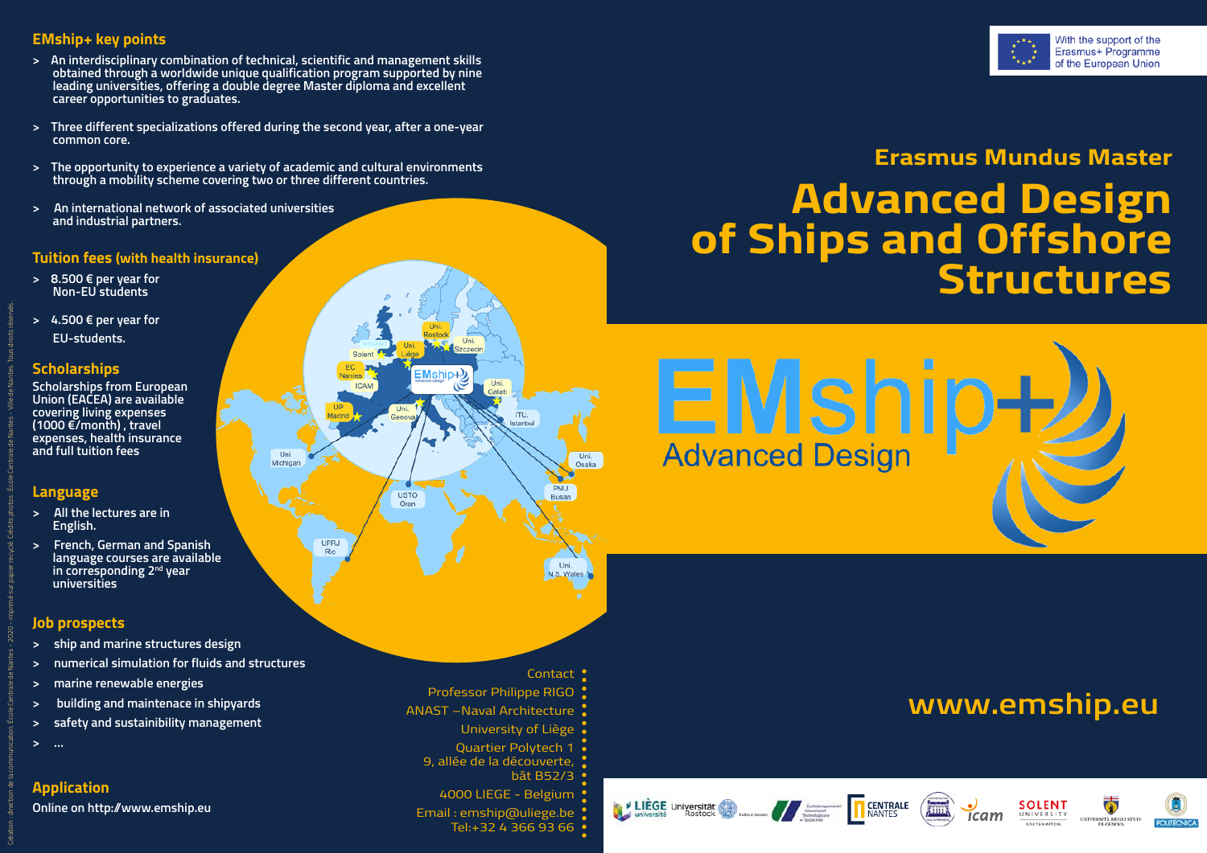## EMship+ key points

- An interdisciplinary combination of technical, scientific and management skills obtained through a worldwide unique qualification program supported by nine leading universities, offering a double degree Master diploma and excellent career opportunities to graduates.
- Three different specializations offered during the second year, after a one-year common core.
- The opportunity to experience a variety of academic and cultural environments through a mobility scheme covering two or three different countries.
- An international network of associated universities and industrial partners.

## Tuition fees (with health insurance)

- 8.500 € per year for Non-EU students
- 4.500 € per year for EU-students.

## Scholarships

Scholarships from European Union (EACEA) are available covering living expenses (1000 €/month) , travel expenses, health insurance and full tuition fees

## Language

- All the lectures are in English.
- French, German and Spanish language courses are available in corresponding 2nd year universities

## Job prospects

- ship and marine structures design
- numerical simulation for fluids and structures
- marine renewable energies
- building and maintenace in shipyards
- safety and sustainibility management
- ...

## Application

Online on http://www.emship.eu

Contact
Professor Philippe RIGO
ANAST –Naval Architecture
University of Liège
Quartier Polytech 1
9, allée de la découverte,
bât B52/3
4000 LIEGE - Belgium
Email : emship@uliege.be
Tel:+32 4 366 93 66

With the support of the Erasmus+ Programme of the European Union

### Erasmus Mundus Master

# Advanced Design of Ships and Offshore Structures

EMship+ Advanced Design

## www.emship.eu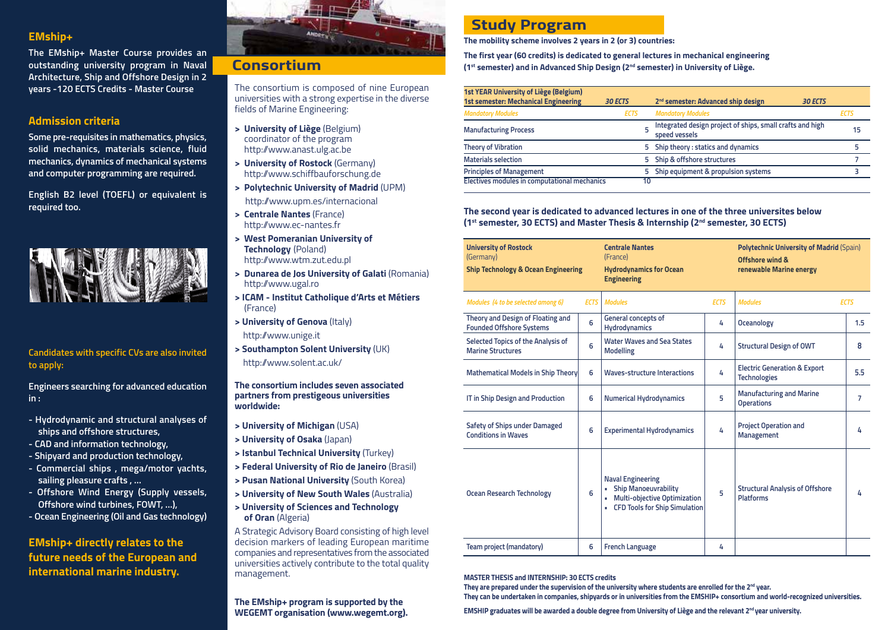## EMship+

The EMship+ Master Course provides an outstanding university program in Naval Architecture, Ship and Offshore Design in 2 years -120 ECTS Credits - Master Course

## Admission criteria

Some pre-requisites in mathematics, physics, solid mechanics, materials science, fluid mechanics, dynamics of mechanical systems and computer programming are required.

English B2 level (TOEFL) or equivalent is required too.

Candidates with specific CVs are also invited to apply:

Engineers searching for advanced education in :

- Hydrodynamic and structural analyses of ships and offshore structures,
- CAD and information technology,
- Shipyard and production technology,
- Commercial ships , mega/motor yachts, sailing pleasure crafts , ...
- Offshore Wind Energy (Supply vessels, Offshore wind turbines, FOWT, ...),
- Ocean Engineering (Oil and Gas technology)

**EMship+ directly relates to the future needs of the European and international marine industry.**

## Consortium

The consortium is composed of nine European universities with a strong expertise in the diverse fields of Marine Engineering:

- > **University of Liège** (Belgium) coordinator of the program http://www.anast.ulg.ac.be
- > **University of Rostock** (Germany) http://www.schiffbauforschung.de
- > **Polytechnic University of Madrid** (UPM) http://www.upm.es/internacional
- > **Centrale Nantes** (France) http://www.ec-nantes.fr
- > **West Pomeranian University of Technology** (Poland) http://www.wtm.zut.edu.pl
- > **Dunarea de Jos University of Galati** (Romania) http://www.ugal.ro
- > **ICAM - Institut Catholique d'Arts et Métiers** (France)
- > **University of Genova** (Italy) http://www.unige.it
- > **Southampton Solent University** (UK) http://www.solent.ac.uk/

**The consortium includes seven associated partners from prestigeous universities worldwide:**

- > **University of Michigan** (USA)
- > **University of Osaka** (Japan)
- > **Istanbul Technical University** (Turkey)
- > **Federal University of Rio de Janeiro** (Brasil)
- > **Pusan National University** (South Korea)
- > **University of New South Wales** (Australia)
- > **University of Sciences and Technology of Oran** (Algeria)

A Strategic Advisory Board consisting of high level decision markers of leading European maritime companies and representatives from the associated universities actively contribute to the total quality management.

**The EMship+ program is supported by the WEGEMT organisation (www.wegemt.org).**

## Study Program

**The mobility scheme involves 2 years in 2 (or 3) countries:**

**The first year (60 credits) is dedicated to general lectures in mechanical engineering (1st semester) and in Advanced Ship Design (2nd semester) in University of Liège.**

| 1st YEAR University of Liège (Belgium) 1st semester: Mechanical Engineering | 30 ECTS | 2nd semester: Advanced ship design | 30 ECTS |
|---|---|---|---|
| *Mandatory Modules* | *ECTS* | *Mandatory Modules* | *ECTS* |
| Manufacturing Process | 5 | Integrated design project of ships, small crafts and high speed vessels | 15 |
| Theory of Vibration | 5 | Ship theory : statics and dynamics | 5 |
| Materials selection | 5 | Ship & offshore structures | 7 |
| Principles of Management | 5 | Ship equipment & propulsion systems | 3 |
| Electives modules in computational mechanics | 10 | | |

**The second year is dedicated to advanced lectures in one of the three universites below (1st semester, 30 ECTS) and Master Thesis & Internship (2nd semester, 30 ECTS)**

| **University of Rostock** (Germany) **Ship Technology & Ocean Engineering** | | **Centrale Nantes** (France) **Hydrodynamics for Ocean Engineering** | | **Polytechnic University of Madrid** (Spain) **Offshore wind & renewable Marine energy** | |
|---|---|---|---|---|---|
| *Modules (4 to be selected among 6)* | *ECTS* | *Modules* | *ECTS* | *Modules* | *ECTS* |
| Theory and Design of Floating and Founded Offshore Systems | 6 | General concepts of Hydrodynamics | 4 | Oceanology | 1.5 |
| Selected Topics of the Analysis of Marine Structures | 6 | Water Waves and Sea States Modelling | 4 | Structural Design of OWT | 8 |
| Mathematical Models in Ship Theory | 6 | Waves-structure Interactions | 4 | Electric Generation & Export Technologies | 5.5 |
| IT in Ship Design and Production | 6 | Numerical Hydrodynamics | 5 | Manufacturing and Marine Operations | 7 |
| Safety of Ships under Damaged Conditions in Waves | 6 | Experimental Hydrodynamics | 4 | Project Operation and Management | 4 |
| Ocean Research Technology | 6 | Naval Engineering<br>• Ship Manoeuvrability<br>• Multi-objective Optimization<br>• CFD Tools for Ship Simulation | 5 | Structural Analysis of Offshore Platforms | 4 |
| Team project (mandatory) | 6 | French Language | 4 | | |

**MASTER THESIS and INTERNSHIP: 30 ECTS credits**
**They are prepared under the supervision of the university where students are enrolled for the 2nd year.**
**They can be undertaken in companies, shipyards or in universities from the EMSHIP+ consortium and world-recognized universities.**

**EMSHIP graduates will be awarded a double degree from University of Liège and the relevant 2nd year university.**